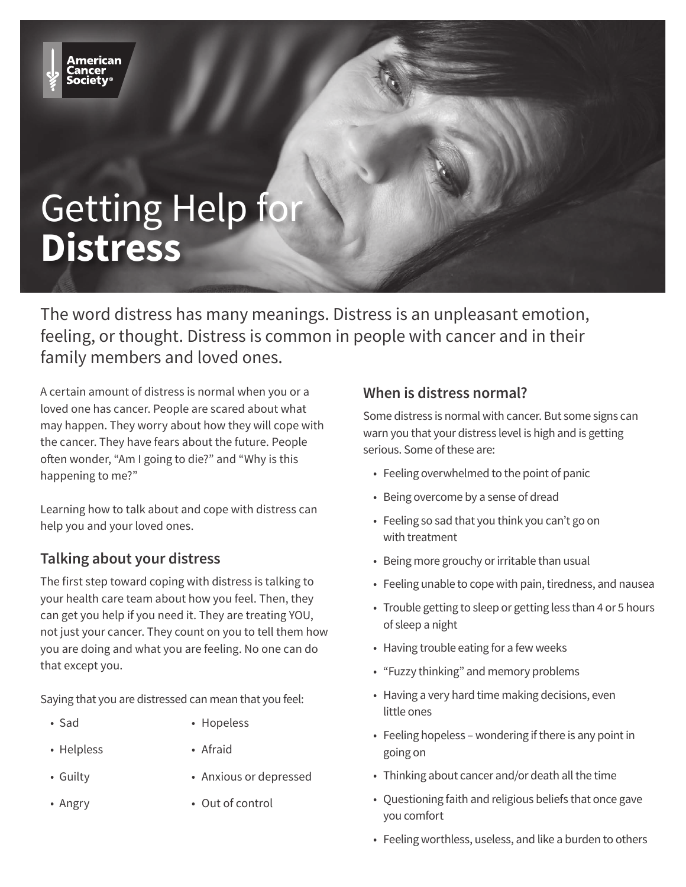American Cancer Society®

# Getting Help for **Distress**

The word distress has many meanings. Distress is an unpleasant emotion, feeling, or thought. Distress is common in people with cancer and in their family members and loved ones.

A certain amount of distress is normal when you or a loved one has cancer. People are scared about what may happen. They worry about how they will cope with the cancer. They have fears about the future. People often wonder, "Am I going to die?" and "Why is this happening to me?"

Learning how to talk about and cope with distress can help you and your loved ones.

## Talking about your distress

The first step toward coping with distress is talking to your health care team about how you feel. Then, they can get you help if you need it. They are treating YOU, not just your cancer. They count on you to tell them how you are doing and what you are feeling. No one can do that except you.

Saying that you are distressed can mean that you feel:

- Sad
- Helpless
- Guilty
- Angry
- Hopeless
- Afraid
- Anxious or depressed
- Out of control

## When is distress normal?

Some distress is normal with cancer. But some signs can warn you that your distress level is high and is getting serious. Some of these are:

- Feeling overwhelmed to the point of panic
- Being overcome by a sense of dread
- Feeling so sad that you think you can't go on with treatment
- Being more grouchy or irritable than usual
- Feeling unable to cope with pain, tiredness, and nausea
- Trouble getting to sleep or getting less than 4 or 5 hours of sleep a night
- Having trouble eating for a few weeks
- "Fuzzy thinking" and memory problems
- Having a very hard time making decisions, even little ones
- Feeling hopeless – wondering if there is any point in going on
- Thinking about cancer and/or death all the time
- Questioning faith and religious beliefs that once gave you comfort
- Feeling worthless, useless, and like a burden to others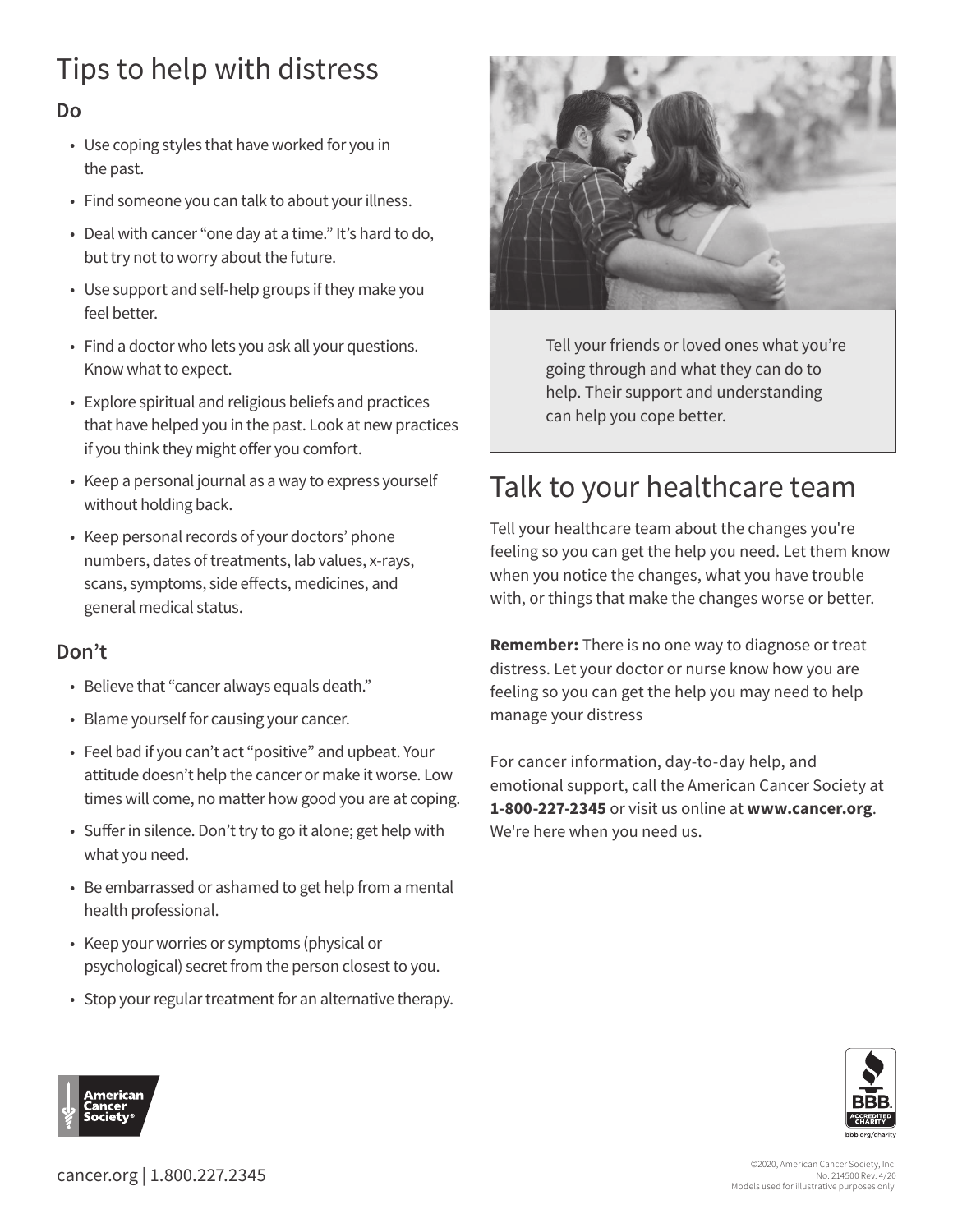## Tips to help with distress

### Do

- Use coping styles that have worked for you in the past.
- Find someone you can talk to about your illness.
- Deal with cancer "one day at a time." It's hard to do, but try not to worry about the future.
- Use support and self-help groups if they make you feel better.
- Find a doctor who lets you ask all your questions. Know what to expect.
- Explore spiritual and religious beliefs and practices that have helped you in the past. Look at new practices if you think they might offer you comfort.
- Keep a personal journal as a way to express yourself without holding back.
- Keep personal records of your doctors' phone numbers, dates of treatments, lab values, x-rays, scans, symptoms, side effects, medicines, and general medical status.

### Don't

- Believe that "cancer always equals death."
- Blame yourself for causing your cancer.
- Feel bad if you can't act "positive" and upbeat. Your attitude doesn't help the cancer or make it worse. Low times will come, no matter how good you are at coping.
- Suffer in silence. Don't try to go it alone; get help with what you need.
- Be embarrassed or ashamed to get help from a mental health professional.
- Keep your worries or symptoms (physical or psychological) secret from the person closest to you.
- Stop your regular treatment for an alternative therapy.

Tell your friends or loved ones what you're going through and what they can do to help. Their support and understanding can help you cope better.

## Talk to your healthcare team

Tell your healthcare team about the changes you're feeling so you can get the help you need. Let them know when you notice the changes, what you have trouble with, or things that make the changes worse or better.

**Remember:** There is no one way to diagnose or treat distress. Let your doctor or nurse know how you are feeling so you can get the help you may need to help manage your distress

For cancer information, day-to-day help, and emotional support, call the American Cancer Society at **1-800-227-2345** or visit us online at **www.cancer.org**. We're here when you need us.

American Cancer Society®

cancer.org | 1.800.227.2345

BBB. ACCREDITED CHARITY bbb.org/charity

©2020, American Cancer Society, Inc.
No. 214500 Rev. 4/20
Models used for illustrative purposes only.